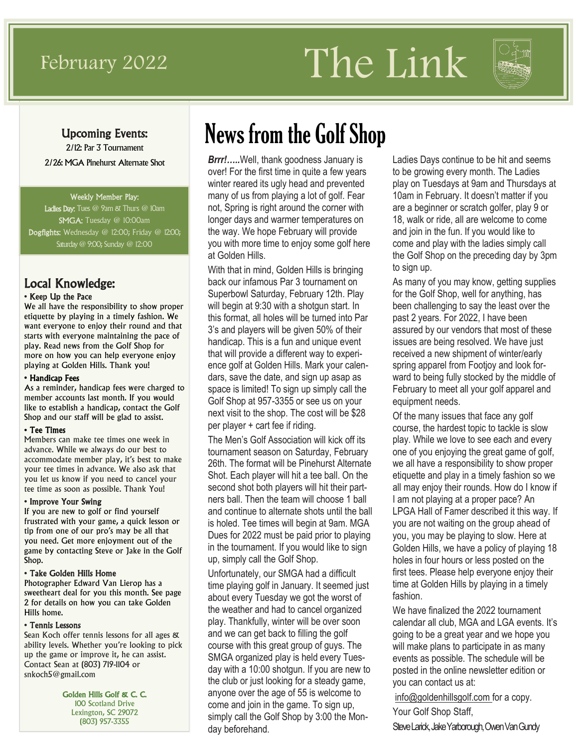February 2022

# The Link

## Upcoming Events:

2/12: Par 3 Tournament

2/26: MGA Pinehurst Alternate Shot

Weekly Member Play:

**Ladies Day:** Tues @ 9am & Thurs @ 10am

**SMGA:** Tuesday @ 10:00am

**Dogfights:** Wednesday @ 12:00; Friday @ 12:00; Saturday @ 9:00; Sunday @ 12:00

## Local Knowledge:

**• Keep Up the Pace**

We all have the responsibility to show proper etiquette by playing in a timely fashion. We want everyone to enjoy their round and that starts with everyone maintaining the pace of play. Read news from the Golf Shop for more on how you can help everyone enjoy playing at Golden Hills. Thank you!

**• Handicap Fees**

As a reminder, handicap fees were charged to member accounts last month. If you would like to establish a handicap, contact the Golf Shop and our staff will be glad to assist.

**• Tee Times**

Members can make tee times one week in advance. While we always do our best to accommodate member play, it's best to make your tee times in advance. We also ask that you let us know if you need to cancel your tee time as soon as possible. Thank You!

**• Improve Your Swing**

If you are new to golf or find yourself frustrated with your game, a quick lesson or tip from one of our pro's may be all that you need. Get more enjoyment out of the game by contacting Steve or Jake in the Golf Shop.

**• Take Golden Hills Home**

Photographer Edward Van Lierop has a sweetheart deal for you this month. See page 2 for details on how you can take Golden Hills home.

**• Tennis Lessons**

Sean Koch offer tennis lessons for all ages & ability levels. Whether you're looking to pick up the game or improve it, he can assist. Contact Sean at (803) 719-1104 or snkoch5@gmail.com

Golden Hills Golf & C. C.
100 Scotland Drive
Lexington, SC 29072
(803) 957-3355

# News from the Golf Shop

***Brrr!…..***Well, thank goodness January is over! For the first time in quite a few years winter reared its ugly head and prevented many of us from playing a lot of golf. Fear not, Spring is right around the corner with longer days and warmer temperatures on the way. We hope February will provide you with more time to enjoy some golf here at Golden Hills.

With that in mind, Golden Hills is bringing back our infamous Par 3 tournament on Superbowl Saturday, February 12th. Play will begin at 9:30 with a shotgun start. In this format, all holes will be turned into Par 3's and players will be given 50% of their handicap. This is a fun and unique event that will provide a different way to experience golf at Golden Hills. Mark your calendars, save the date, and sign up asap as space is limited! To sign up simply call the Golf Shop at 957-3355 or see us on your next visit to the shop. The cost will be $28 per player + cart fee if riding.

The Men's Golf Association will kick off its tournament season on Saturday, February 26th. The format will be Pinehurst Alternate Shot. Each player will hit a tee ball. On the second shot both players will hit their partners ball. Then the team will choose 1 ball and continue to alternate shots until the ball is holed. Tee times will begin at 9am. MGA Dues for 2022 must be paid prior to playing in the tournament. If you would like to sign up, simply call the Golf Shop.

Unfortunately, our SMGA had a difficult time playing golf in January. It seemed just about every Tuesday we got the worst of the weather and had to cancel organized play. Thankfully, winter will be over soon and we can get back to filling the golf course with this great group of guys. The SMGA organized play is held every Tuesday with a 10:00 shotgun. If you are new to the club or just looking for a steady game, anyone over the age of 55 is welcome to come and join in the game. To sign up, simply call the Golf Shop by 3:00 the Monday beforehand.

Ladies Days continue to be hit and seems to be growing every month. The Ladies play on Tuesdays at 9am and Thursdays at 10am in February. It doesn't matter if you are a beginner or scratch golfer, play 9 or 18, walk or ride, all are welcome to come and join in the fun. If you would like to come and play with the ladies simply call the Golf Shop on the preceding day by 3pm to sign up.

As many of you may know, getting supplies for the Golf Shop, well for anything, has been challenging to say the least over the past 2 years. For 2022, I have been assured by our vendors that most of these issues are being resolved. We have just received a new shipment of winter/early spring apparel from Footjoy and look forward to being fully stocked by the middle of February to meet all your golf apparel and equipment needs.

Of the many issues that face any golf course, the hardest topic to tackle is slow play. While we love to see each and every one of you enjoying the great game of golf, we all have a responsibility to show proper etiquette and play in a timely fashion so we all may enjoy their rounds. How do I know if I am not playing at a proper pace? An LPGA Hall of Famer described it this way. If you are not waiting on the group ahead of you, you may be playing to slow. Here at Golden Hills, we have a policy of playing 18 holes in four hours or less posted on the first tees. Please help everyone enjoy their time at Golden Hills by playing in a timely fashion.

We have finalized the 2022 tournament calendar all club, MGA and LGA events. It's going to be a great year and we hope you will make plans to participate in as many events as possible. The schedule will be posted in the online newsletter edition or you can contact us at:

info@goldenhillsgolf.com for a copy.

Your Golf Shop Staff,

Steve Larick, Jake Yarborough, Owen Van Gundy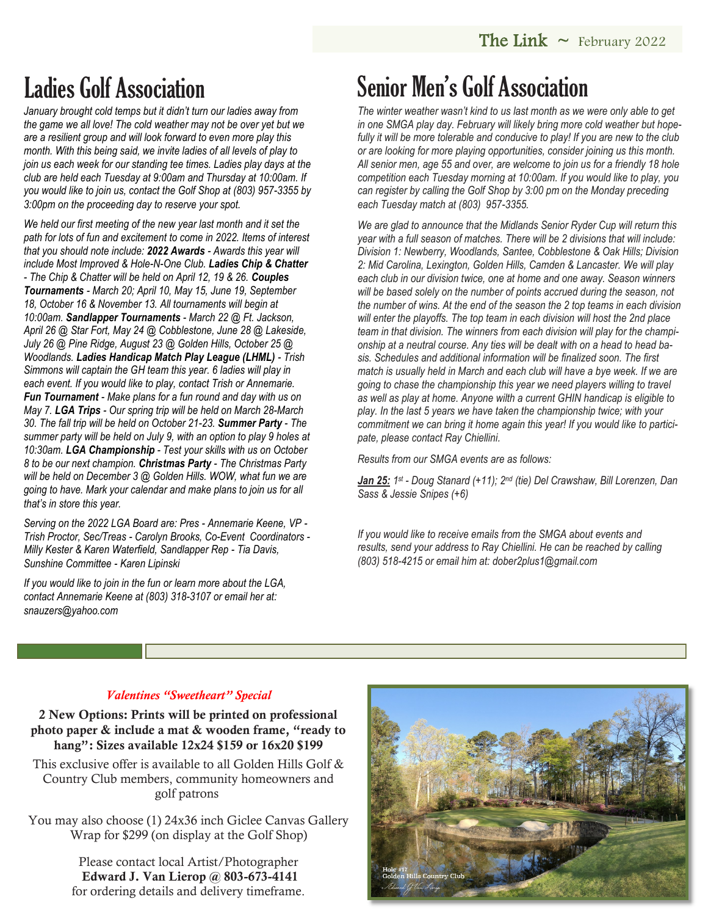# Ladies Golf Association

*January brought cold temps but it didn't turn our ladies away from the game we all love! The cold weather may not be over yet but we are a resilient group and will look forward to even more play this month. With this being said, we invite ladies of all levels of play to join us each week for our standing tee times. Ladies play days at the club are held each Tuesday at 9:00am and Thursday at 10:00am. If you would like to join us, contact the Golf Shop at (803) 957-3355 by 3:00pm on the proceeding day to reserve your spot.*

*We held our first meeting of the new year last month and it set the path for lots of fun and excitement to come in 2022. Items of interest that you should note include: **2022 Awards** - Awards this year will include Most Improved & Hole-N-One Club. **Ladies Chip & Chatter** - The Chip & Chatter will be held on April 12, 19 & 26. **Couples Tournaments** - March 20; April 10, May 15, June 19, September 18, October 16 & November 13. All tournaments will begin at 10:00am. **Sandlapper Tournaments** - March 22 @ Ft. Jackson, April 26 @ Star Fort, May 24 @ Cobblestone, June 28 @ Lakeside, July 26 @ Pine Ridge, August 23 @ Golden Hills, October 25 @ Woodlands. **Ladies Handicap Match Play League (LHML)** - Trish Simmons will captain the GH team this year. 6 ladies will play in each event. If you would like to play, contact Trish or Annemarie. **Fun Tournament** - Make plans for a fun round and day with us on May 7. **LGA Trips** - Our spring trip will be held on March 28-March 30. The fall trip will be held on October 21-23. **Summer Party** - The summer party will be held on July 9, with an option to play 9 holes at 10:30am. **LGA Championship** - Test your skills with us on October 8 to be our next champion. **Christmas Party** - The Christmas Party will be held on December 3 @ Golden Hills. WOW, what fun we are going to have. Mark your calendar and make plans to join us for all that's in store this year.*

*Serving on the 2022 LGA Board are: Pres - Annemarie Keene, VP - Trish Proctor, Sec/Treas - Carolyn Brooks, Co-Event Coordinators - Milly Kester & Karen Waterfield, Sandlapper Rep - Tia Davis, Sunshine Committee - Karen Lipinski*

*If you would like to join in the fun or learn more about the LGA, contact Annemarie Keene at (803) 318-3107 or email her at: snauzers@yahoo.com*

# Senior Men's Golf Association

*The winter weather wasn't kind to us last month as we were only able to get in one SMGA play day. February will likely bring more cold weather but hopefully it will be more tolerable and conducive to play! If you are new to the club or are looking for more playing opportunities, consider joining us this month. All senior men, age 55 and over, are welcome to join us for a friendly 18 hole competition each Tuesday morning at 10:00am. If you would like to play, you can register by calling the Golf Shop by 3:00 pm on the Monday preceding each Tuesday match at (803) 957-3355.*

*We are glad to announce that the Midlands Senior Ryder Cup will return this year with a full season of matches. There will be 2 divisions that will include: Division 1: Newberry, Woodlands, Santee, Cobblestone & Oak Hills; Division 2: Mid Carolina, Lexington, Golden Hills, Camden & Lancaster. We will play each club in our division twice, one at home and one away. Season winners will be based solely on the number of points accrued during the season, not the number of wins. At the end of the season the 2 top teams in each division will enter the playoffs. The top team in each division will host the 2nd place team in that division. The winners from each division will play for the championship at a neutral course. Any ties will be dealt with on a head to head basis. Schedules and additional information will be finalized soon. The first match is usually held in March and each club will have a bye week. If we are going to chase the championship this year we need players willing to travel as well as play at home. Anyone with a current GHIN handicap is eligible to play. In the last 5 years we have taken the championship twice; with your commitment we can bring it home again this year! If you would like to participate, please contact Ray Chiellini.*

*Results from our SMGA events are as follows:*

***Jan 25:** 1st - Doug Stanard (+11); 2nd (tie) Del Crawshaw, Bill Lorenzen, Dan Sass & Jessie Snipes (+6)*

*If you would like to receive emails from the SMGA about events and results, send your address to Ray Chiellini. He can be reached by calling (803) 518-4215 or email him at: dober2plus1@gmail.com*

*Valentines "Sweetheart" Special*

**2 New Options: Prints will be printed on professional photo paper & include a mat & wooden frame, "ready to hang": Sizes available 12x24 $159 or 16x20 $199**

This exclusive offer is available to all Golden Hills Golf & Country Club members, community homeowners and golf patrons

You may also choose (1) 24x36 inch Giclee Canvas Gallery Wrap for $299 (on display at the Golf Shop)

Please contact local Artist/Photographer **Edward J. Van Lierop @ 803-673-4141** for ordering details and delivery timeframe.

Hole #17
Golden Hills Country Club